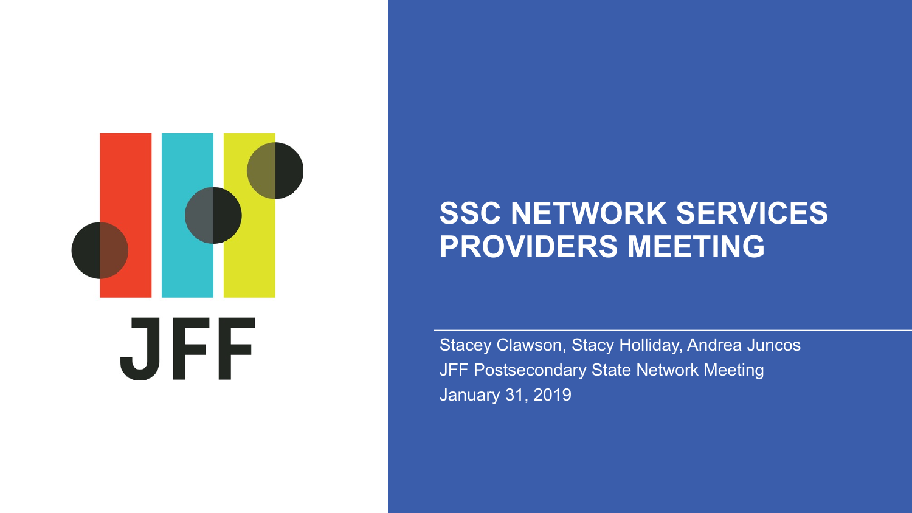JFF

# SSC NETWORK SERVICES PROVIDERS MEETING

Stacey Clawson, Stacy Holliday, Andrea Juncos
JFF Postsecondary State Network Meeting
January 31, 2019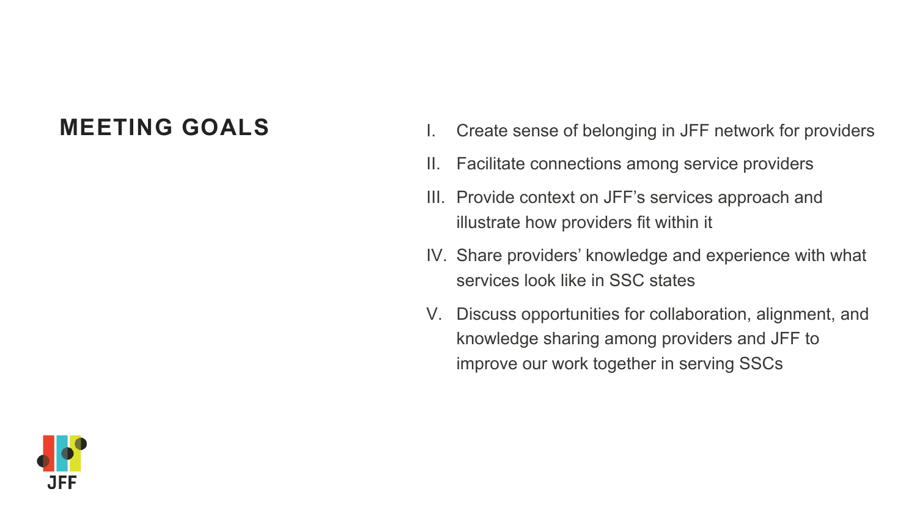## MEETING GOALS

I. Create sense of belonging in JFF network for providers

II. Facilitate connections among service providers

III. Provide context on JFF's services approach and illustrate how providers fit within it

IV. Share providers' knowledge and experience with what services look like in SSC states

V. Discuss opportunities for collaboration, alignment, and knowledge sharing among providers and JFF to improve our work together in serving SSCs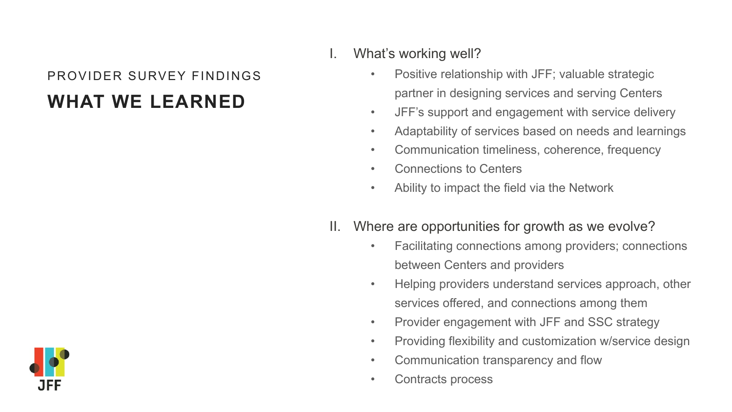PROVIDER SURVEY FINDINGS

# WHAT WE LEARNED

I. What's working well?
   - Positive relationship with JFF; valuable strategic partner in designing services and serving Centers
   - JFF's support and engagement with service delivery
   - Adaptability of services based on needs and learnings
   - Communication timeliness, coherence, frequency
   - Connections to Centers
   - Ability to impact the field via the Network

II. Where are opportunities for growth as we evolve?
   - Facilitating connections among providers; connections between Centers and providers
   - Helping providers understand services approach, other services offered, and connections among them
   - Provider engagement with JFF and SSC strategy
   - Providing flexibility and customization w/service design
   - Communication transparency and flow
   - Contracts process

JFF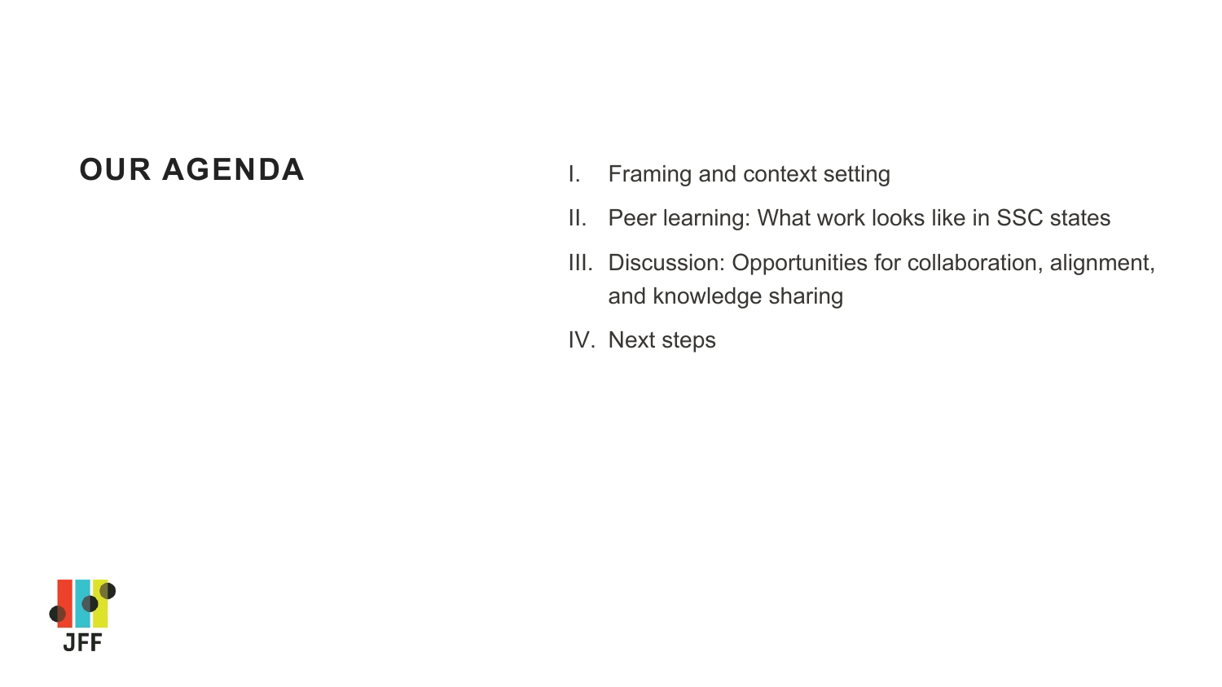## OUR AGENDA

I. Framing and context setting
II. Peer learning: What work looks like in SSC states
III. Discussion: Opportunities for collaboration, alignment, and knowledge sharing
IV. Next steps

JFF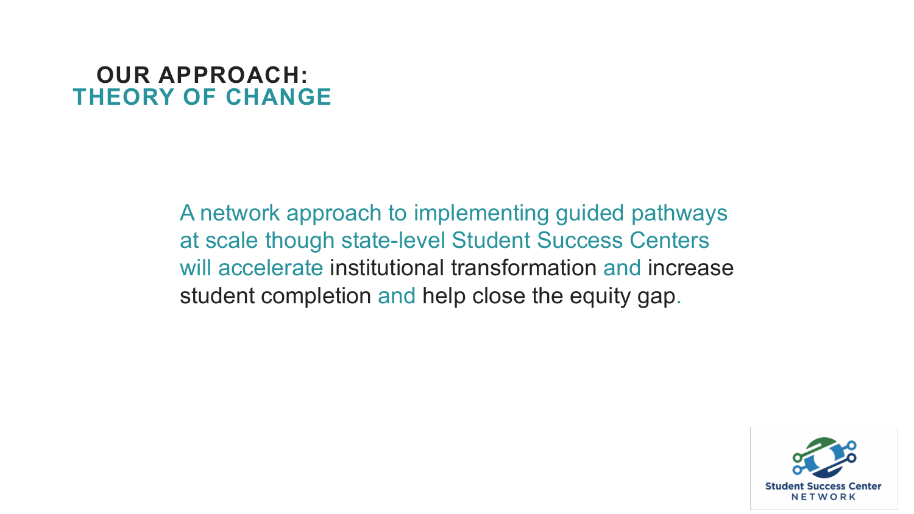## OUR APPROACH:
## THEORY OF CHANGE

A network approach to implementing guided pathways at scale though state-level Student Success Centers will accelerate institutional transformation and increase student completion and help close the equity gap.

Student Success Center
NETWORK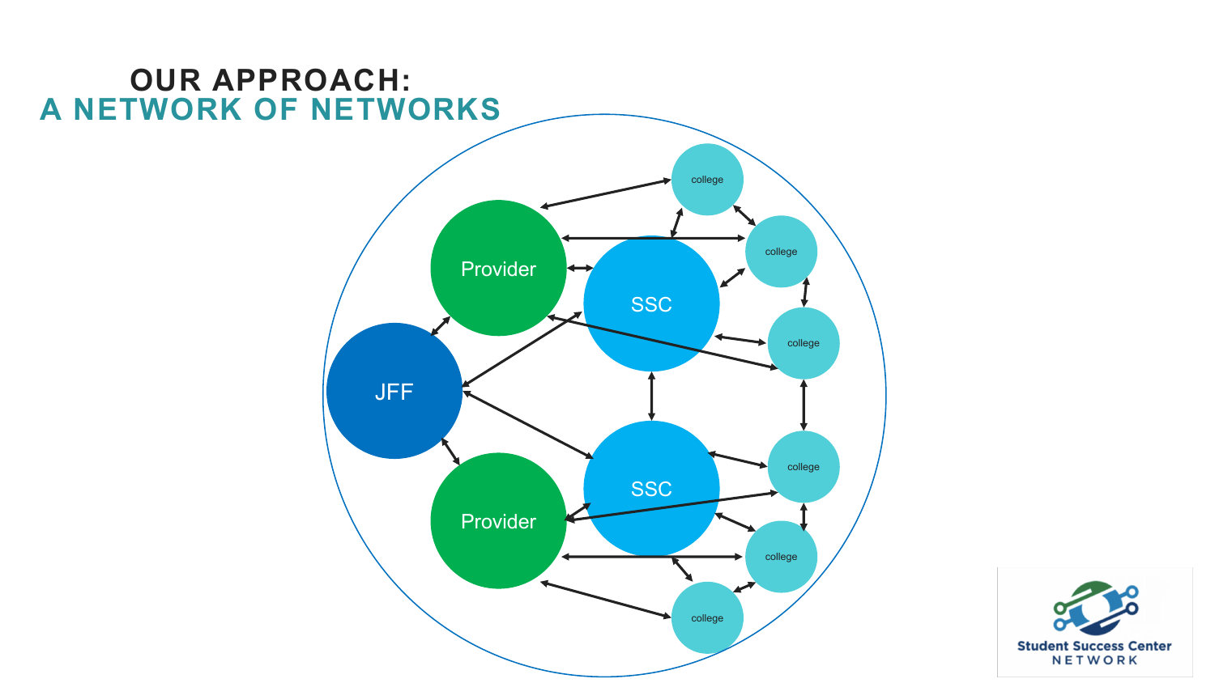# OUR APPROACH:
## A NETWORK OF NETWORKS

JFF

Provider

Provider

SSC

SSC

college

college

college

college

college

college

college

Student Success Center NETWORK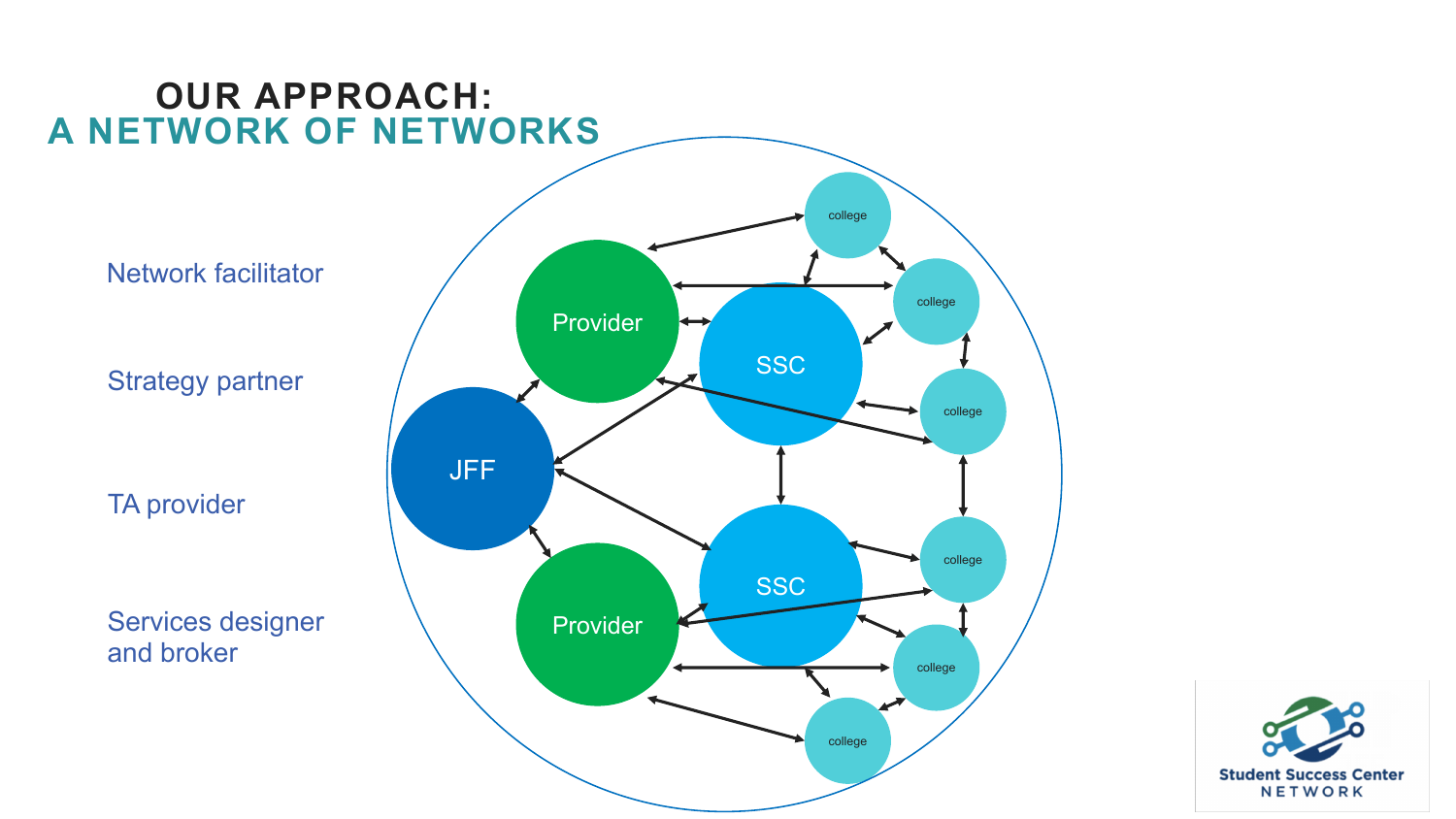# OUR APPROACH:
## A NETWORK OF NETWORKS

Network facilitator

Strategy partner

TA provider

Services designer and broker

JFF

Provider

Provider

SSC

SSC

college

college

college

college

college

college

Student Success Center NETWORK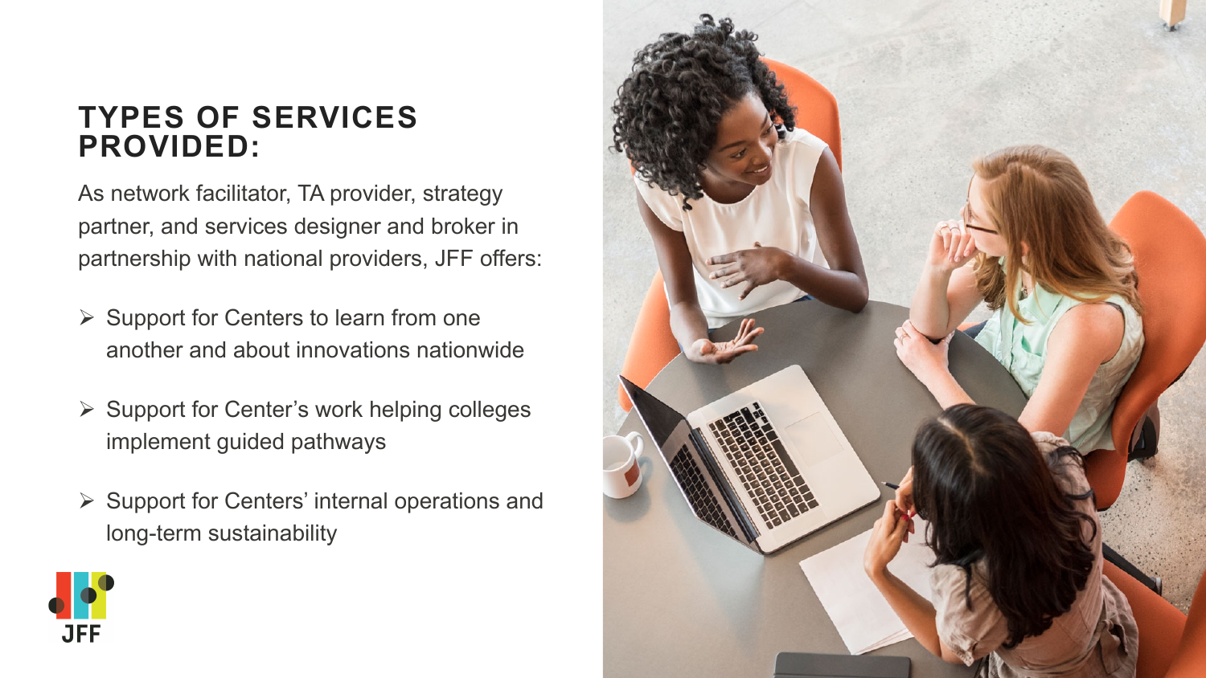## TYPES OF SERVICES PROVIDED:

As network facilitator, TA provider, strategy partner, and services designer and broker in partnership with national providers, JFF offers:

- Support for Centers to learn from one another and about innovations nationwide
- Support for Center's work helping colleges implement guided pathways
- Support for Centers' internal operations and long-term sustainability

JFF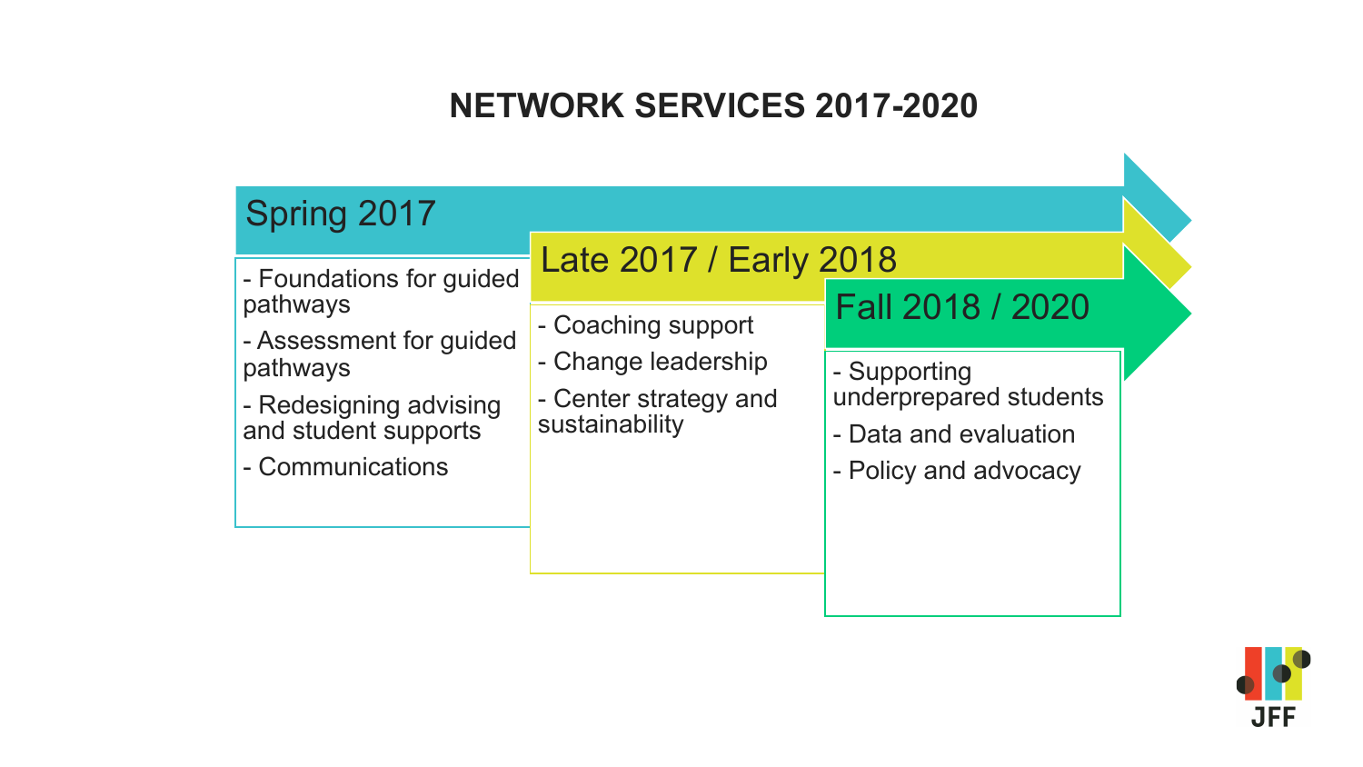# NETWORK SERVICES 2017-2020

## Spring 2017

- Foundations for guided pathways
- Assessment for guided pathways
- Redesigning advising and student supports
- Communications

## Late 2017 / Early 2018

- Coaching support
- Change leadership
- Center strategy and sustainability

## Fall 2018 / 2020

- Supporting underprepared students
- Data and evaluation
- Policy and advocacy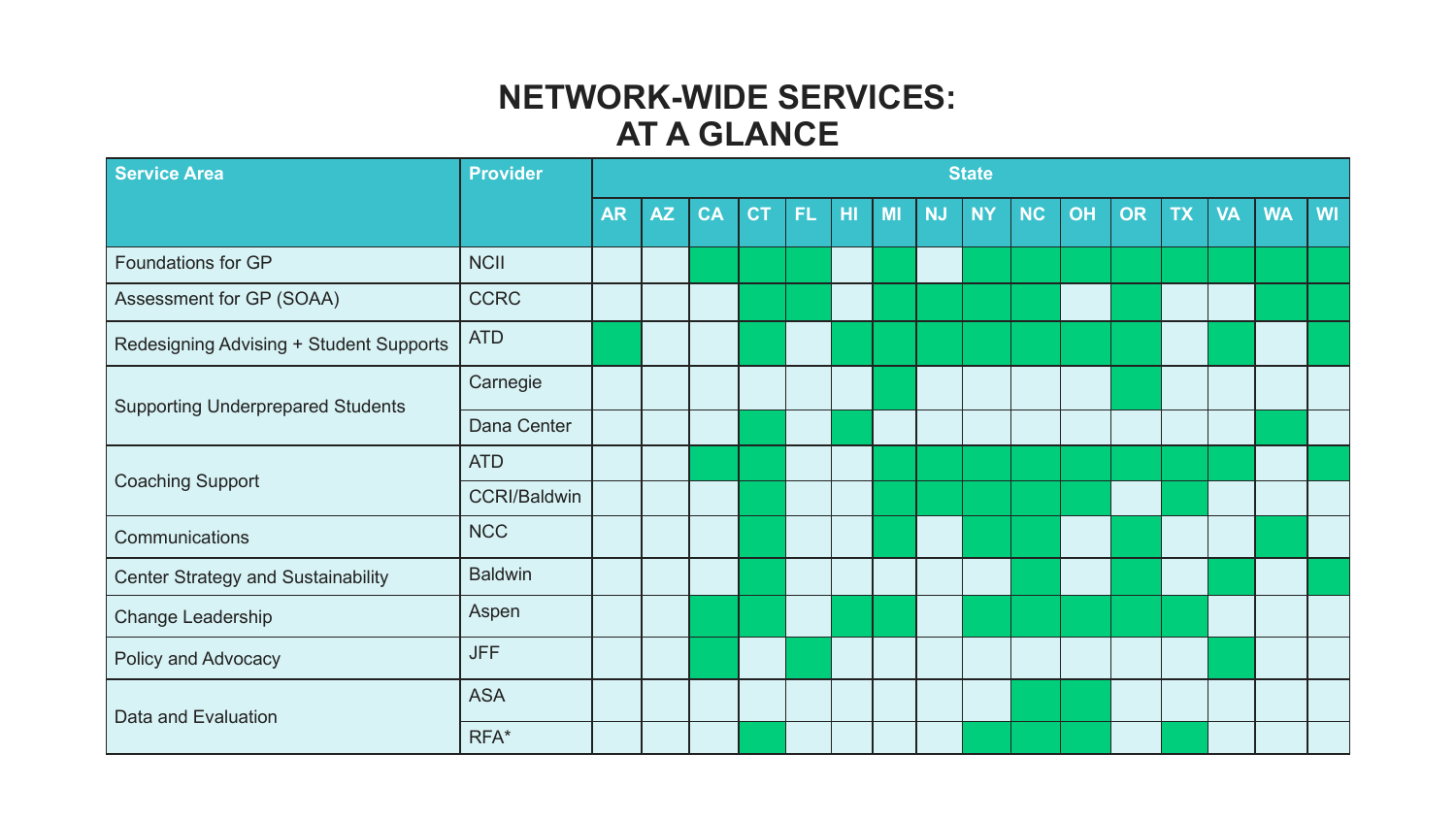# NETWORK-WIDE SERVICES: AT A GLANCE

| Service Area | Provider | State | | | | | | | | | | | | | | | |
|---|---|---|---|---|---|---|---|---|---|---|---|---|---|---|---|---|---|
| | | AR | AZ | CA | CT | FL | HI | MI | NJ | NY | NC | OH | OR | TX | VA | WA | WI |
| Foundations for GP | NCII | | | ● | ● | ● | | ● | | ● | ● | ● | ● | ● | ● | ● | ● |
| Assessment for GP (SOAA) | CCRC | | | | ● | ● | | ● | ● | ● | ● | | ● | | | ● | ● |
| Redesigning Advising + Student Supports | ATD | ● | | | ● | | ● | ● | ● | ● | ● | ● | ● | | ● | | ● |
| Supporting Underprepared Students | Carnegie | | | | | | | ● | | | | | ● | | | | |
| | Dana Center | | | | ● | | ● | | | | | | | | | ● | |
| Coaching Support | ATD | | | ● | ● | | | ● | ● | ● | ● | ● | ● | ● | ● | | ● |
| | CCRI/Baldwin | | | | ● | | | ● | ● | ● | ● | ● | | ● | | | |
| Communications | NCC | | | | ● | | | ● | | ● | ● | | ● | | | ● | |
| Center Strategy and Sustainability | Baldwin | | | | ● | | | | | | ● | | ● | | ● | | ● |
| Change Leadership | Aspen | | | ● | ● | | ● | ● | | ● | ● | ● | ● | ● | | | |
| Policy and Advocacy | JFF | | | ● | | ● | | | | | | | | | ● | | |
| Data and Evaluation | ASA | | | | | | | | | | ● | ● | | | | | |
| | RFA* | | | | ● | | | | | ● | ● | ● | | ● | | | |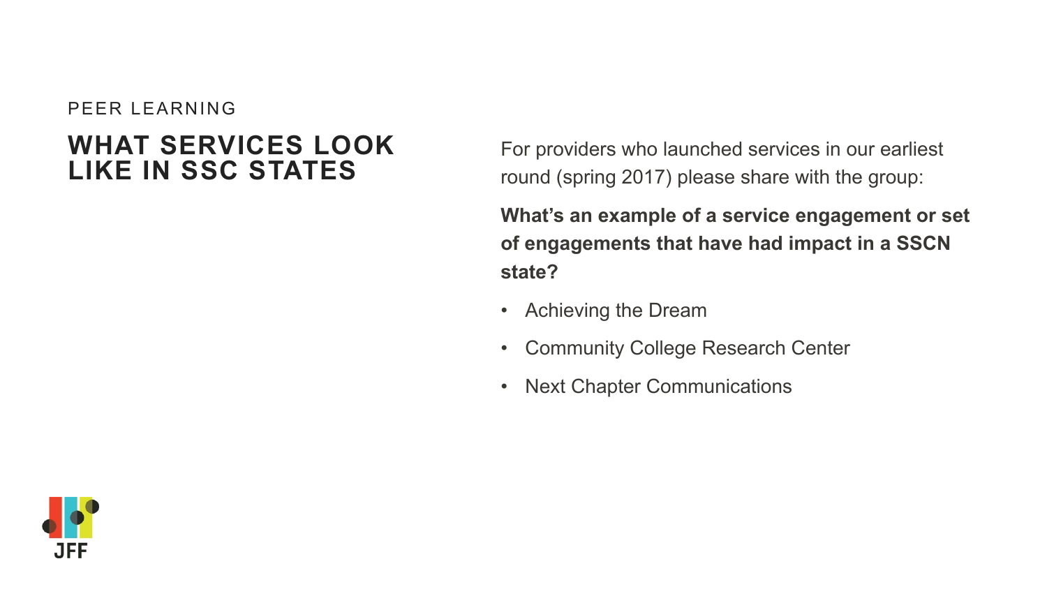PEER LEARNING

# WHAT SERVICES LOOK LIKE IN SSC STATES

For providers who launched services in our earliest round (spring 2017) please share with the group:

**What's an example of a service engagement or set of engagements that have had impact in a SSCN state?**

- Achieving the Dream
- Community College Research Center
- Next Chapter Communications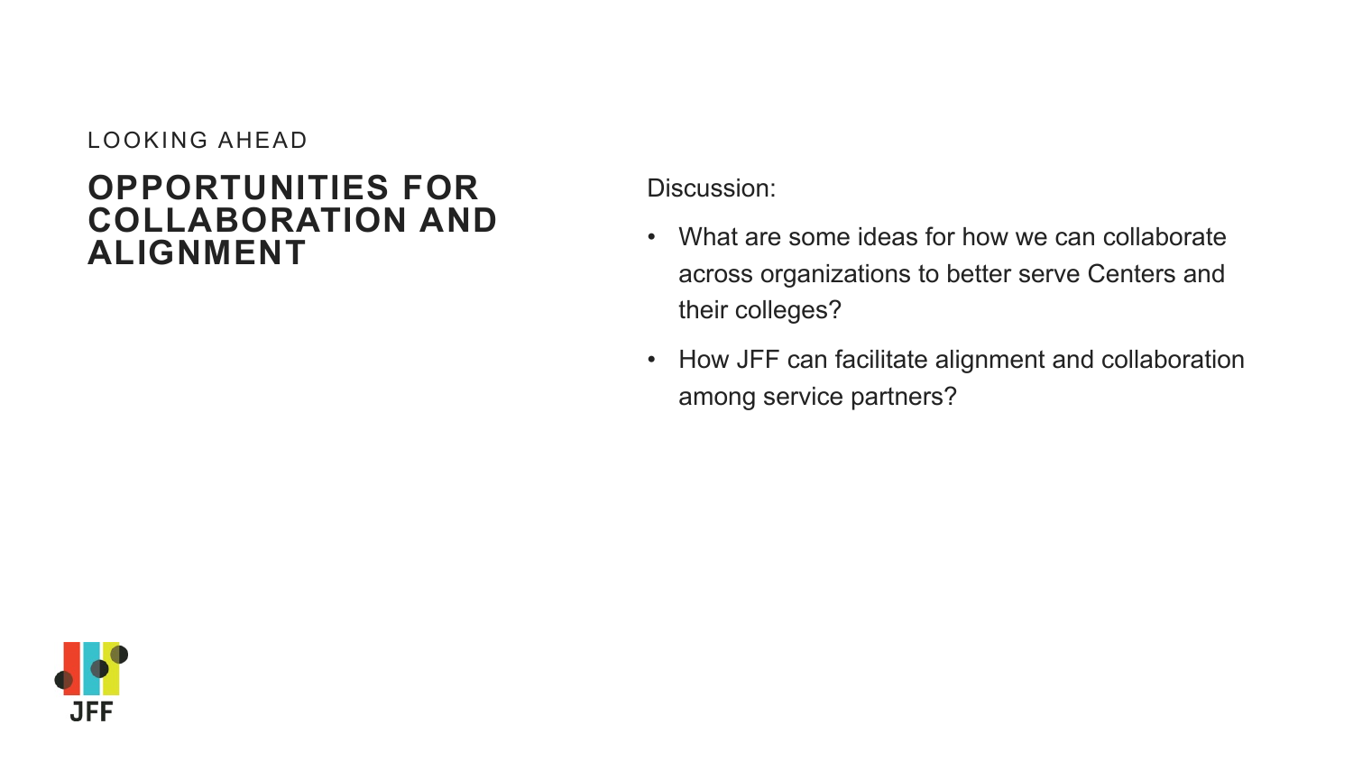LOOKING AHEAD

## OPPORTUNITIES FOR COLLABORATION AND ALIGNMENT

Discussion:

- What are some ideas for how we can collaborate across organizations to better serve Centers and their colleges?
- How JFF can facilitate alignment and collaboration among service partners?

JFF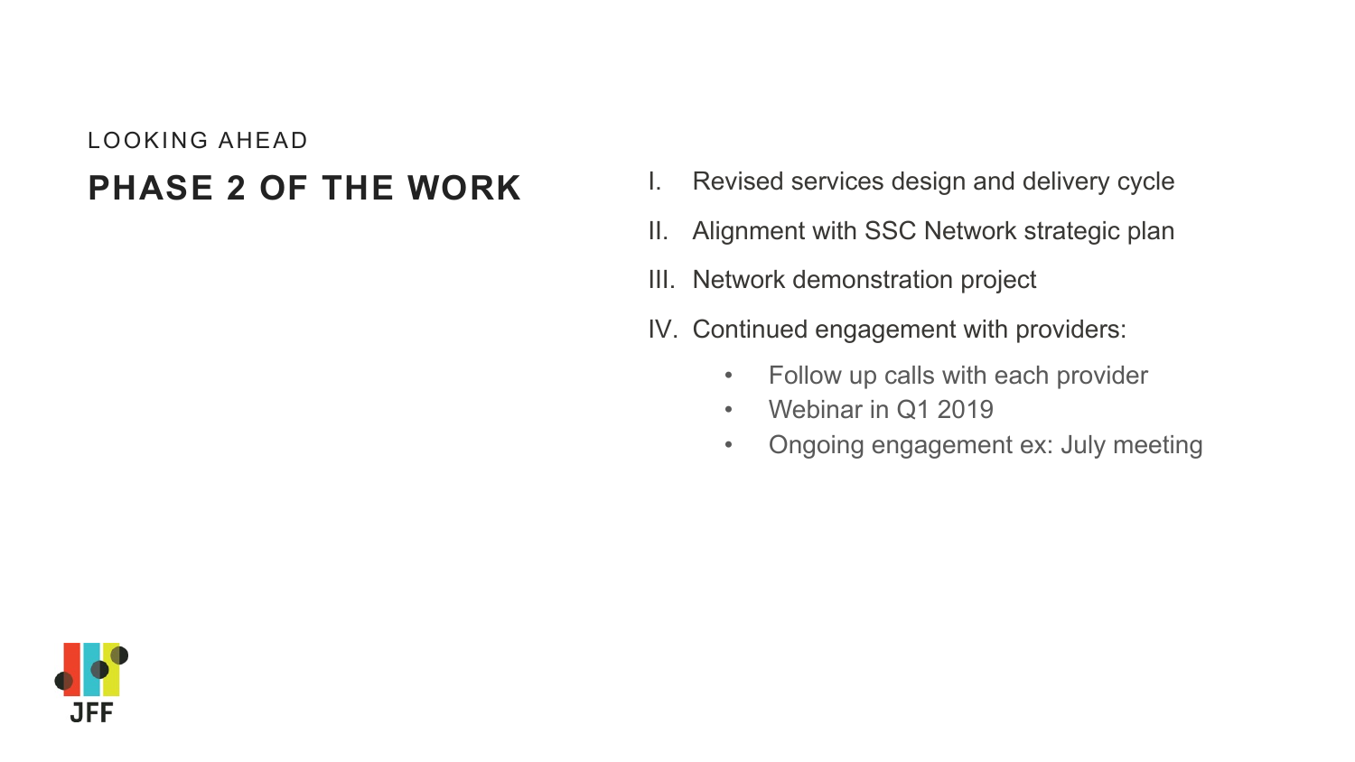LOOKING AHEAD

## PHASE 2 OF THE WORK

I. Revised services design and delivery cycle
II. Alignment with SSC Network strategic plan
III. Network demonstration project
IV. Continued engagement with providers:
   - Follow up calls with each provider
   - Webinar in Q1 2019
   - Ongoing engagement ex: July meeting

JFF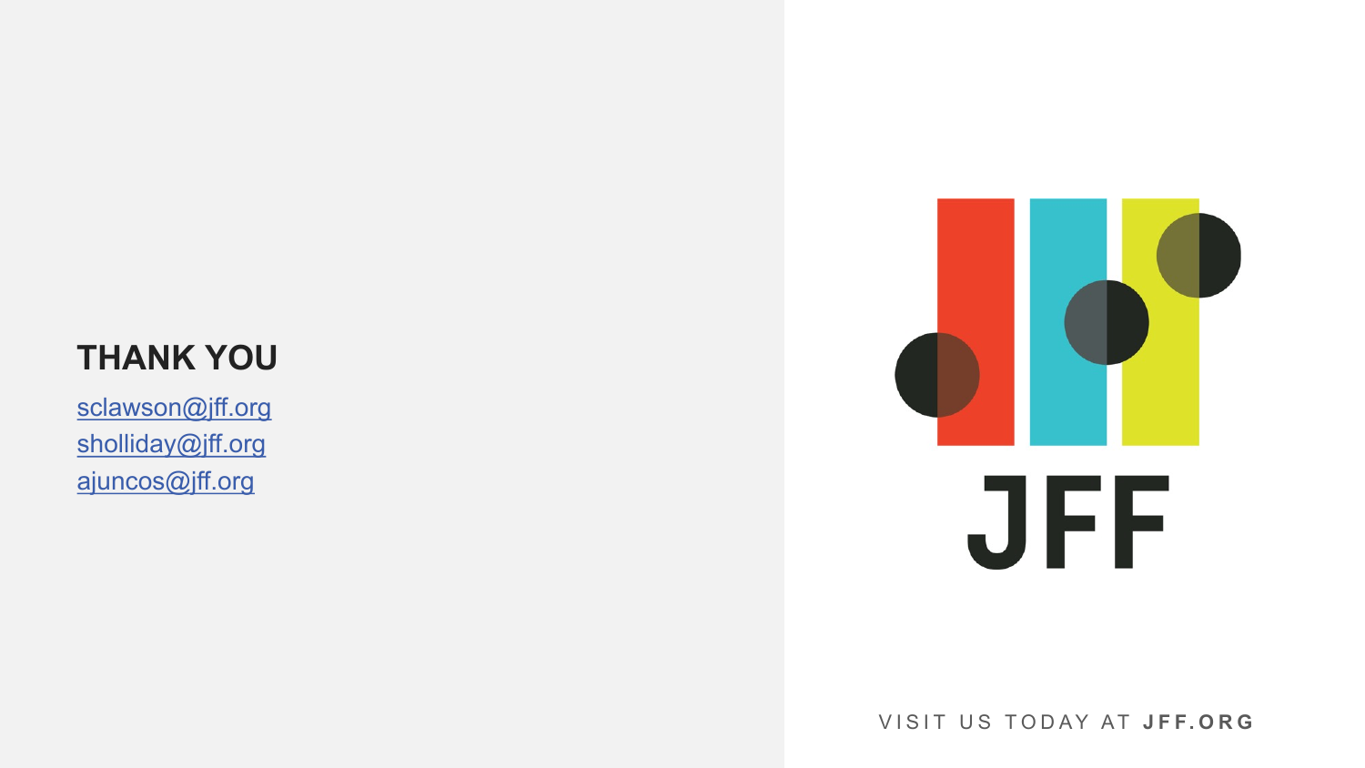## THANK YOU

sclawson@jff.org
sholliday@jff.org
ajuncos@jff.org

JFF

VISIT US TODAY AT **JFF.ORG**